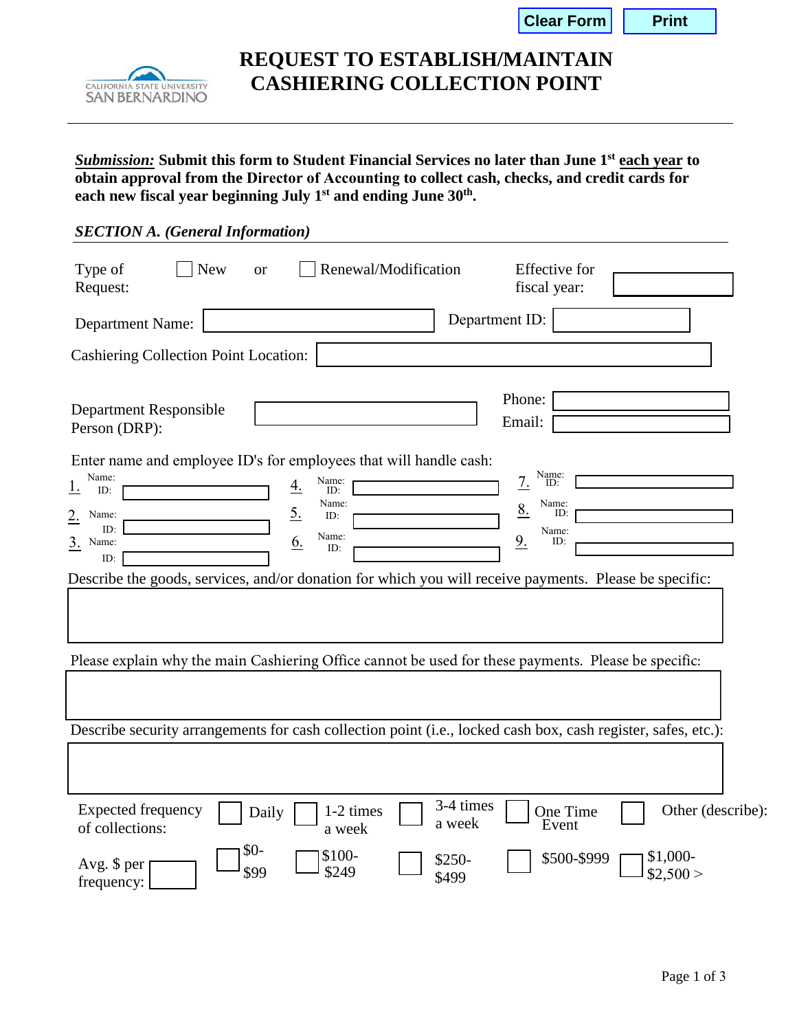Clear Form Print

CALIFORNIA STATE UNIVERSITY SAN BERNARDINO

# REQUEST TO ESTABLISH/MAINTAIN CASHIERING COLLECTION POINT

***Submission:*** **Submit this form to Student Financial Services no later than June 1st each year to obtain approval from the Director of Accounting to collect cash, checks, and credit cards for each new fiscal year beginning July 1st and ending June 30th.**

***SECTION A. (General Information)***

Type of Request: ☐ New or ☐ Renewal/Modification Effective for fiscal year: ____________

Department Name: ____________ Department ID: ____________

Cashiering Collection Point Location: ____________

Department Responsible Person (DRP): ____________ Phone: ____________ Email: ____________

Enter name and employee ID's for employees that will handle cash:

1. Name: ____________ ID: ____________
2. Name: ____________ ID: ____________
3. Name: ____________ ID: ____________
4. Name: ____________ ID: ____________
5. Name: ____________ ID: ____________
6. Name: ____________ ID: ____________
7. Name: ____________ ID: ____________
8. Name: ____________ ID: ____________
9. Name: ____________ ID: ____________

Describe the goods, services, and/or donation for which you will receive payments. Please be specific:

____________

Please explain why the main Cashiering Office cannot be used for these payments. Please be specific:

____________

Describe security arrangements for cash collection point (i.e., locked cash box, cash register, safes, etc.):

____________

Expected frequency of collections: ☐ Daily ☐ 1-2 times a week ☐ 3-4 times a week ☐ One Time Event ☐ Other (describe): ____________

Avg. $ per frequency: ____________ ☐ $0-$99 ☐ $100-$249 ☐ $250-$499 ☐ $500-$999 ☐ $1,000-$2,500 >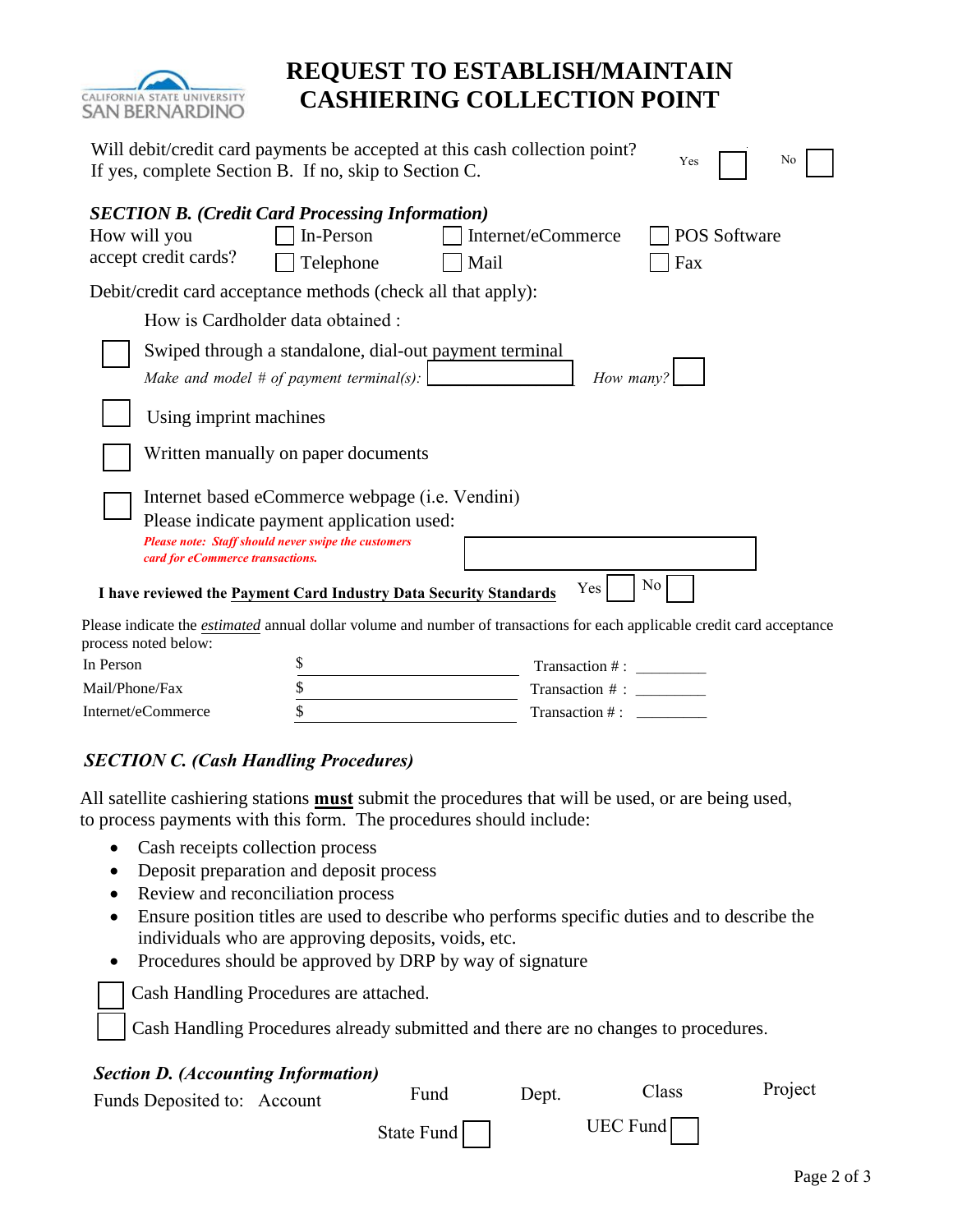CALIFORNIA STATE UNIVERSITY SAN BERNARDINO

# REQUEST TO ESTABLISH/MAINTAIN CASHIERING COLLECTION POINT

Will debit/credit card payments be accepted at this cash collection point? Yes ☐ No ☐
If yes, complete Section B. If no, skip to Section C.

### *SECTION B. (Credit Card Processing Information)*

How will you accept credit cards?
☐ In-Person ☐ Internet/eCommerce ☐ POS Software
☐ Telephone ☐ Mail ☐ Fax

Debit/credit card acceptance methods (check all that apply):

How is Cardholder data obtained :

☐ Swiped through a standalone, dial-out payment terminal
*Make and model # of payment terminal(s):* ☐ *How many?* ☐

☐ Using imprint machines

☐ Written manually on paper documents

☐ Internet based eCommerce webpage (i.e. Vendini)
Please indicate payment application used: ☐
***Please note: Staff should never swipe the customers card for eCommerce transactions.***

**I have reviewed the Payment Card Industry Data Security Standards** Yes ☐ No ☐

Please indicate the *estimated* annual dollar volume and number of transactions for each applicable credit card acceptance process noted below:

| | | |
|---|---|---|
| In Person | $ ____________ | Transaction # : ________ |
| Mail/Phone/Fax | $ ____________ | Transaction # : ________ |
| Internet/eCommerce | $ ____________ | Transaction # : ________ |

### *SECTION C. (Cash Handling Procedures)*

All satellite cashiering stations **must** submit the procedures that will be used, or are being used, to process payments with this form. The procedures should include:

- Cash receipts collection process
- Deposit preparation and deposit process
- Review and reconciliation process
- Ensure position titles are used to describe who performs specific duties and to describe the individuals who are approving deposits, voids, etc.
- Procedures should be approved by DRP by way of signature

☐ Cash Handling Procedures are attached.

☐ Cash Handling Procedures already submitted and there are no changes to procedures.

### *Section D. (Accounting Information)*

| Funds Deposited to: Account | Fund | Dept. | Class | Project |
|---|---|---|---|---|
| | State Fund ☐ | | UEC Fund ☐ | |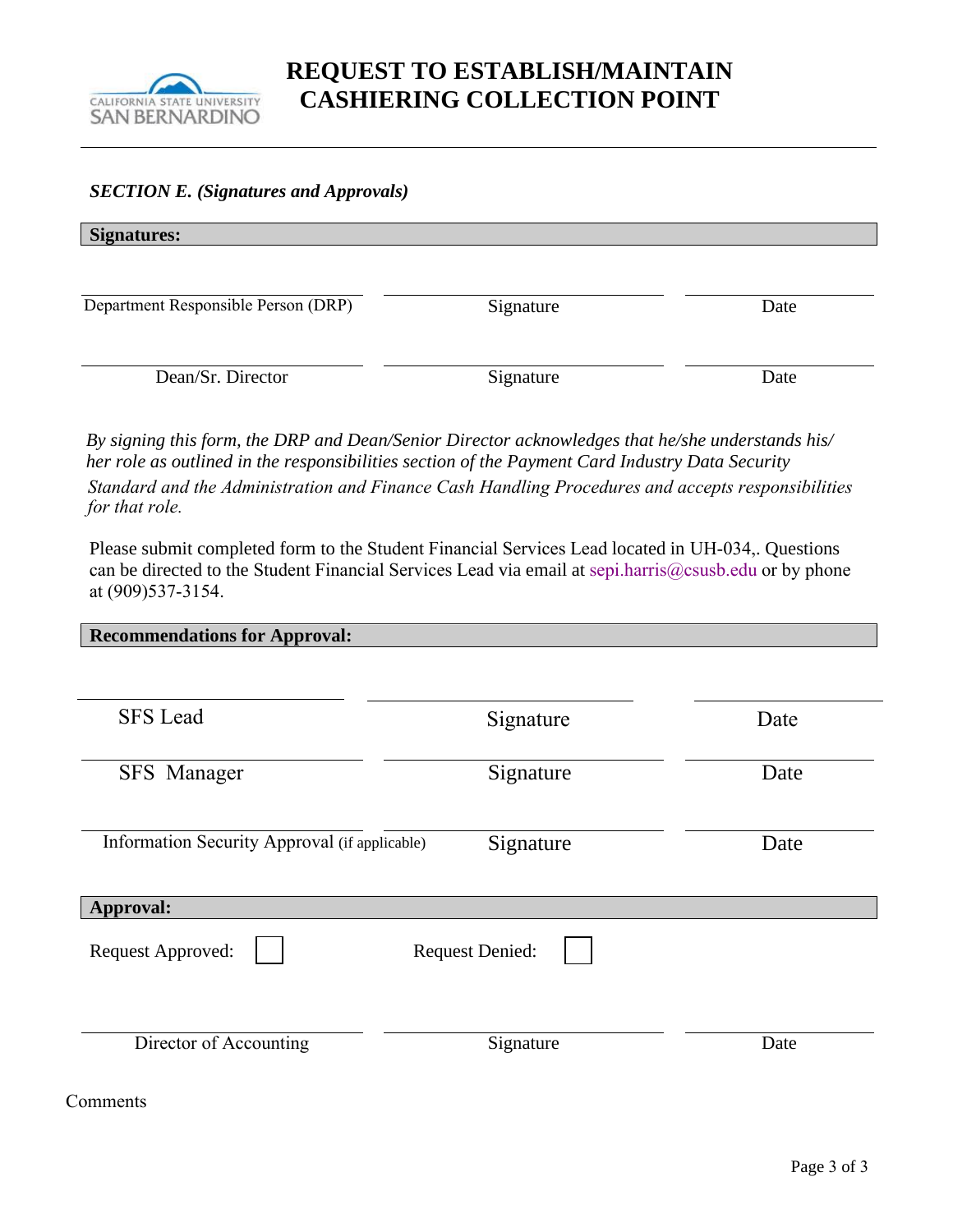# REQUEST TO ESTABLISH/MAINTAIN CASHIERING COLLECTION POINT

***SECTION E. (Signatures and Approvals)***

**Signatures:**

| | | |
|---|---|---|
| Department Responsible Person (DRP) | Signature | Date |
| Dean/Sr. Director | Signature | Date |

*By signing this form, the DRP and Dean/Senior Director acknowledges that he/she understands his/her role as outlined in the responsibilities section of the Payment Card Industry Data Security Standard and the Administration and Finance Cash Handling Procedures and accepts responsibilities for that role.*

Please submit completed form to the Student Financial Services Lead located in UH-034,. Questions can be directed to the Student Financial Services Lead via email at sepi.harris@csusb.edu or by phone at (909)537-3154.

**Recommendations for Approval:**

| | | |
|---|---|---|
| SFS Lead | Signature | Date |
| SFS Manager | Signature | Date |
| Information Security Approval (if applicable) | Signature | Date |

**Approval:**

Request Approved: ☐ Request Denied: ☐

| | | |
|---|---|---|
| Director of Accounting | Signature | Date |

Comments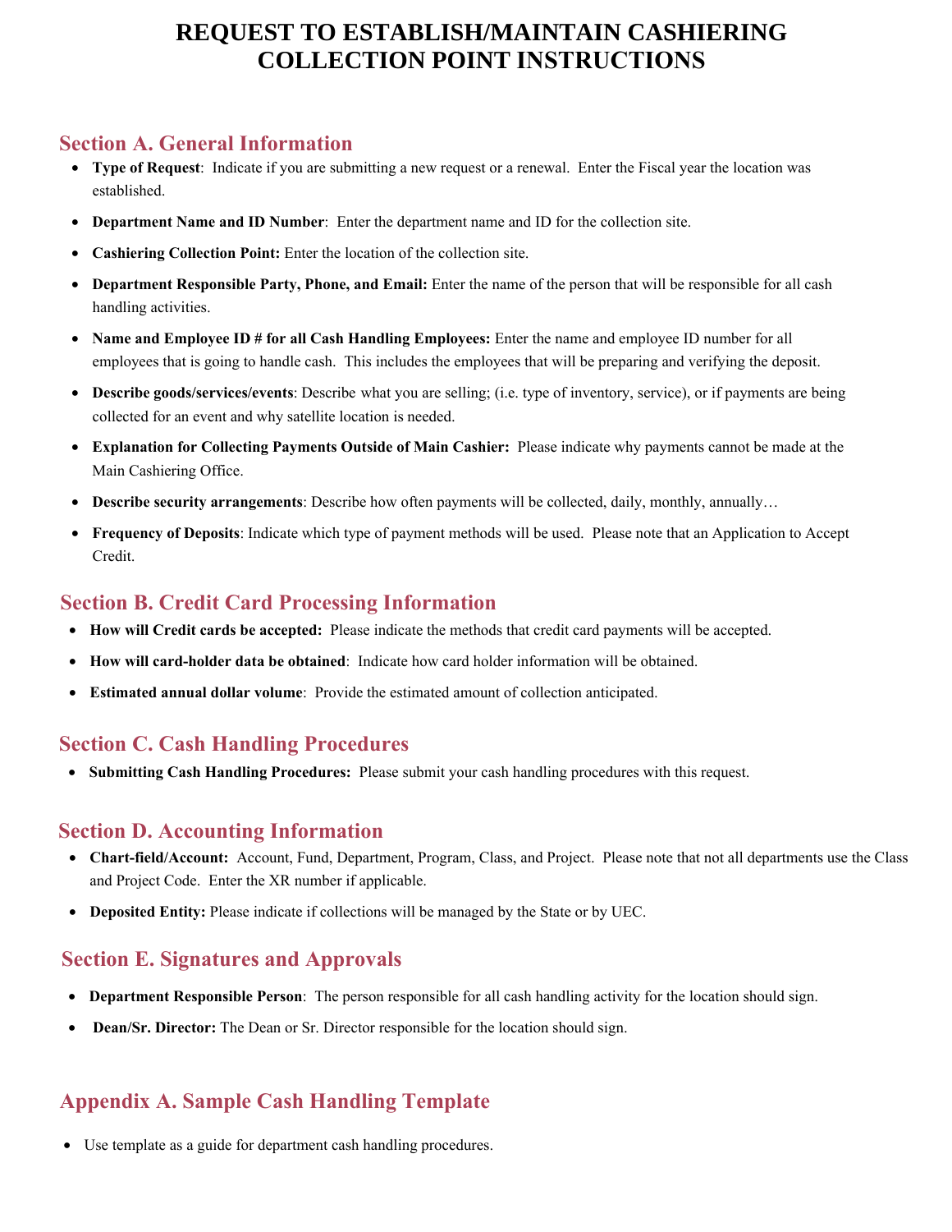# REQUEST TO ESTABLISH/MAINTAIN CASHIERING COLLECTION POINT INSTRUCTIONS

## Section A. General Information

- **Type of Request**: Indicate if you are submitting a new request or a renewal. Enter the Fiscal year the location was established.
- **Department Name and ID Number**: Enter the department name and ID for the collection site.
- **Cashiering Collection Point:** Enter the location of the collection site.
- **Department Responsible Party, Phone, and Email:** Enter the name of the person that will be responsible for all cash handling activities.
- **Name and Employee ID # for all Cash Handling Employees:** Enter the name and employee ID number for all employees that is going to handle cash. This includes the employees that will be preparing and verifying the deposit.
- **Describe goods/services/events**: Describe what you are selling; (i.e. type of inventory, service), or if payments are being collected for an event and why satellite location is needed.
- **Explanation for Collecting Payments Outside of Main Cashier:** Please indicate why payments cannot be made at the Main Cashiering Office.
- **Describe security arrangements**: Describe how often payments will be collected, daily, monthly, annually…
- **Frequency of Deposits**: Indicate which type of payment methods will be used. Please note that an Application to Accept Credit.

## Section B. Credit Card Processing Information

- **How will Credit cards be accepted:** Please indicate the methods that credit card payments will be accepted.
- **How will card-holder data be obtained**: Indicate how card holder information will be obtained.
- **Estimated annual dollar volume**: Provide the estimated amount of collection anticipated.

## Section C. Cash Handling Procedures

- **Submitting Cash Handling Procedures:** Please submit your cash handling procedures with this request.

## Section D. Accounting Information

- **Chart-field/Account:** Account, Fund, Department, Program, Class, and Project. Please note that not all departments use the Class and Project Code. Enter the XR number if applicable.
- **Deposited Entity:** Please indicate if collections will be managed by the State or by UEC.

## Section E. Signatures and Approvals

- **Department Responsible Person**: The person responsible for all cash handling activity for the location should sign.
- **Dean/Sr. Director:** The Dean or Sr. Director responsible for the location should sign.

## Appendix A. Sample Cash Handling Template

- Use template as a guide for department cash handling procedures.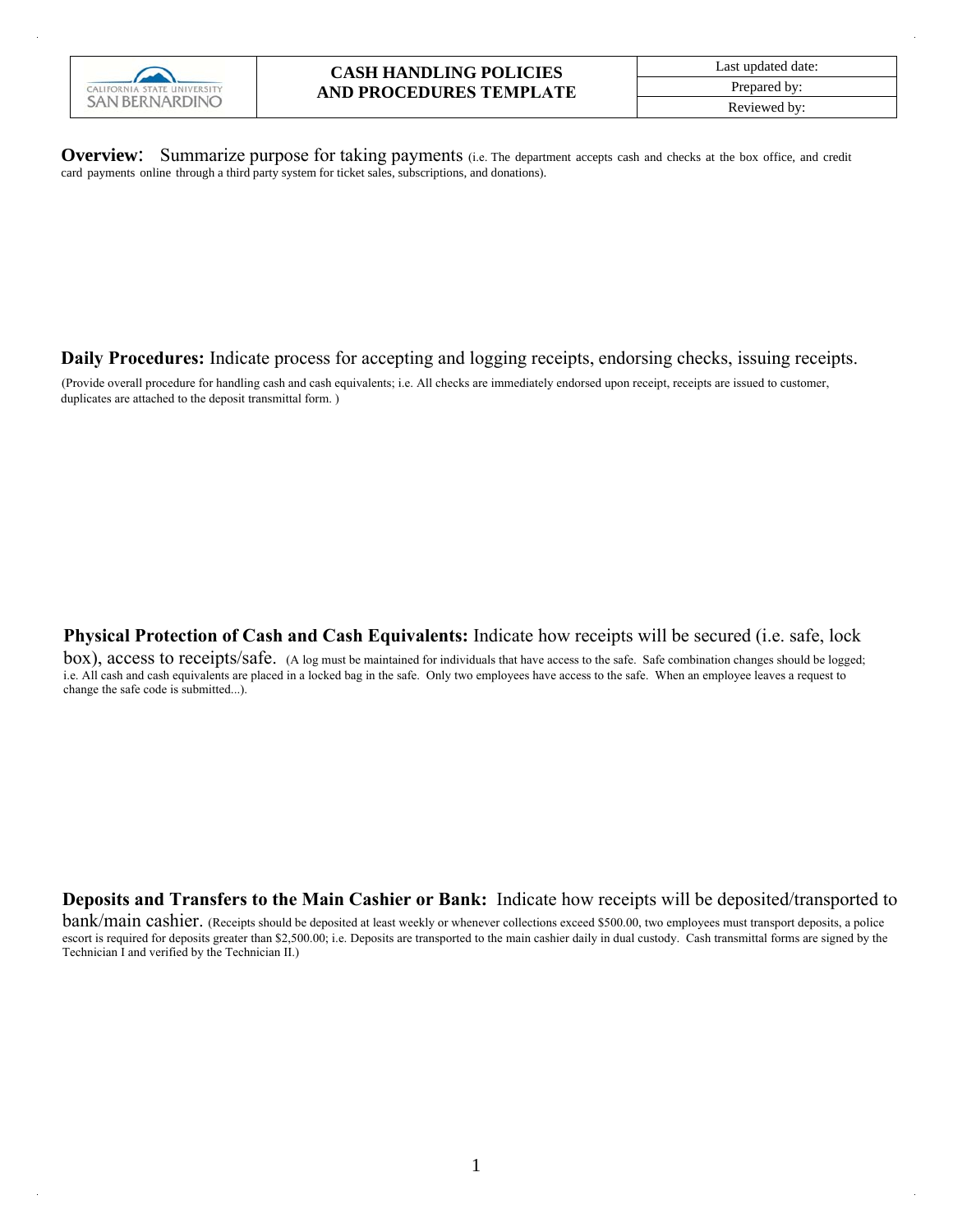| CALIFORNIA STATE UNIVERSITY SAN BERNARDINO | CASH HANDLING POLICIES AND PROCEDURES TEMPLATE | Last updated date: |
|---|---|---|
| | | Prepared by: |
| | | Reviewed by: |

**Overview**: Summarize purpose for taking payments (i.e. The department accepts cash and checks at the box office, and credit card payments online through a third party system for ticket sales, subscriptions, and donations).

**Daily Procedures:** Indicate process for accepting and logging receipts, endorsing checks, issuing receipts.

(Provide overall procedure for handling cash and cash equivalents; i.e. All checks are immediately endorsed upon receipt, receipts are issued to customer, duplicates are attached to the deposit transmittal form. )

**Physical Protection of Cash and Cash Equivalents:** Indicate how receipts will be secured (i.e. safe, lock box), access to receipts/safe. (A log must be maintained for individuals that have access to the safe. Safe combination changes should be logged; i.e. All cash and cash equivalents are placed in a locked bag in the safe. Only two employees have access to the safe. When an employee leaves a request to change the safe code is submitted...).

**Deposits and Transfers to the Main Cashier or Bank:** Indicate how receipts will be deposited/transported to bank/main cashier. (Receipts should be deposited at least weekly or whenever collections exceed $500.00, two employees must transport deposits, a police escort is required for deposits greater than $2,500.00; i.e. Deposits are transported to the main cashier daily in dual custody. Cash transmittal forms are signed by the Technician I and verified by the Technician II.)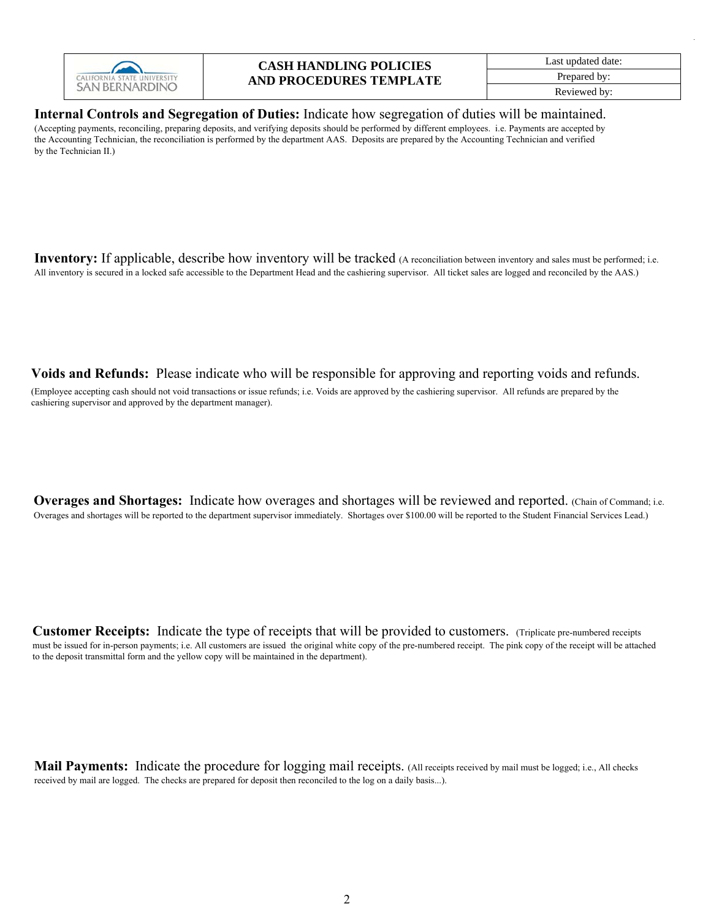| CALIFORNIA STATE UNIVERSITY SAN BERNARDINO | CASH HANDLING POLICIES AND PROCEDURES TEMPLATE | Last updated date: |
| --- | --- | --- |
| | | Prepared by: |
| | | Reviewed by: |

**Internal Controls and Segregation of Duties:** Indicate how segregation of duties will be maintained.
(Accepting payments, reconciling, preparing deposits, and verifying deposits should be performed by different employees. i.e. Payments are accepted by the Accounting Technician, the reconciliation is performed by the department AAS. Deposits are prepared by the Accounting Technician and verified by the Technician II.)

**Inventory:** If applicable, describe how inventory will be tracked (A reconciliation between inventory and sales must be performed; i.e. All inventory is secured in a locked safe accessible to the Department Head and the cashiering supervisor. All ticket sales are logged and reconciled by the AAS.)

**Voids and Refunds:** Please indicate who will be responsible for approving and reporting voids and refunds.
(Employee accepting cash should not void transactions or issue refunds; i.e. Voids are approved by the cashiering supervisor. All refunds are prepared by the cashiering supervisor and approved by the department manager).

**Overages and Shortages:** Indicate how overages and shortages will be reviewed and reported. (Chain of Command; i.e. Overages and shortages will be reported to the department supervisor immediately. Shortages over $100.00 will be reported to the Student Financial Services Lead.)

**Customer Receipts:** Indicate the type of receipts that will be provided to customers. (Triplicate pre-numbered receipts must be issued for in-person payments; i.e. All customers are issued the original white copy of the pre-numbered receipt. The pink copy of the receipt will be attached to the deposit transmittal form and the yellow copy will be maintained in the department).

**Mail Payments:** Indicate the procedure for logging mail receipts. (All receipts received by mail must be logged; i.e., All checks received by mail are logged. The checks are prepared for deposit then reconciled to the log on a daily basis...).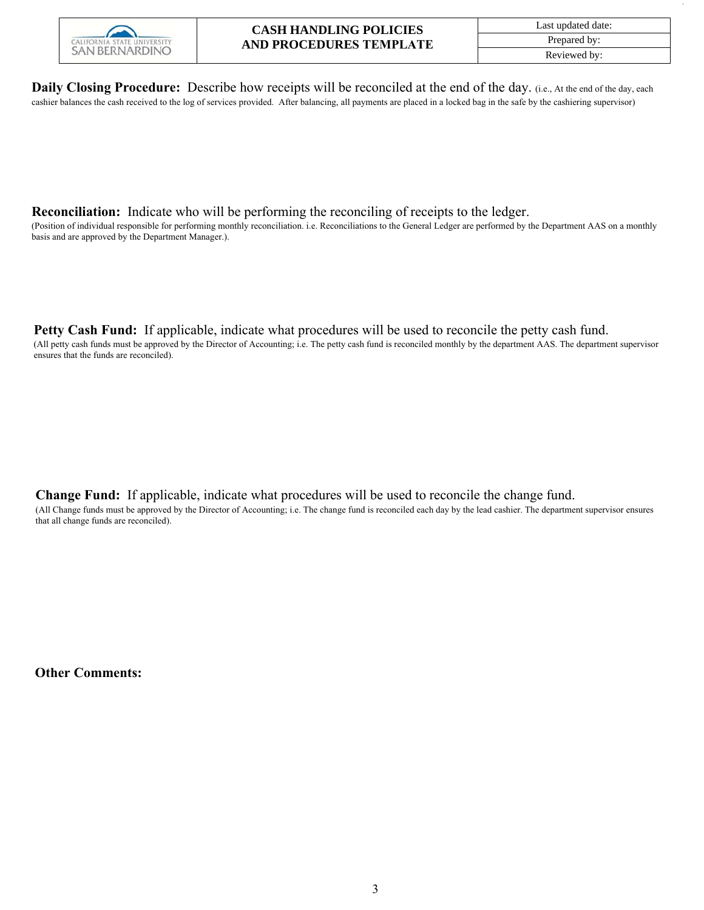| CALIFORNIA STATE UNIVERSITY SAN BERNARDINO | CASH HANDLING POLICIES AND PROCEDURES TEMPLATE | Last updated date: |
| --- | --- | --- |
| | | Prepared by: |
| | | Reviewed by: |

**Daily Closing Procedure:** Describe how receipts will be reconciled at the end of the day. (i.e., At the end of the day, each cashier balances the cash received to the log of services provided. After balancing, all payments are placed in a locked bag in the safe by the cashiering supervisor)

**Reconciliation:** Indicate who will be performing the reconciling of receipts to the ledger.
(Position of individual responsible for performing monthly reconciliation. i.e. Reconciliations to the General Ledger are performed by the Department AAS on a monthly basis and are approved by the Department Manager.).

**Petty Cash Fund:** If applicable, indicate what procedures will be used to reconcile the petty cash fund.
(All petty cash funds must be approved by the Director of Accounting; i.e. The petty cash fund is reconciled monthly by the department AAS. The department supervisor ensures that the funds are reconciled).

**Change Fund:** If applicable, indicate what procedures will be used to reconcile the change fund.
(All Change funds must be approved by the Director of Accounting; i.e. The change fund is reconciled each day by the lead cashier. The department supervisor ensures that all change funds are reconciled).

**Other Comments:**